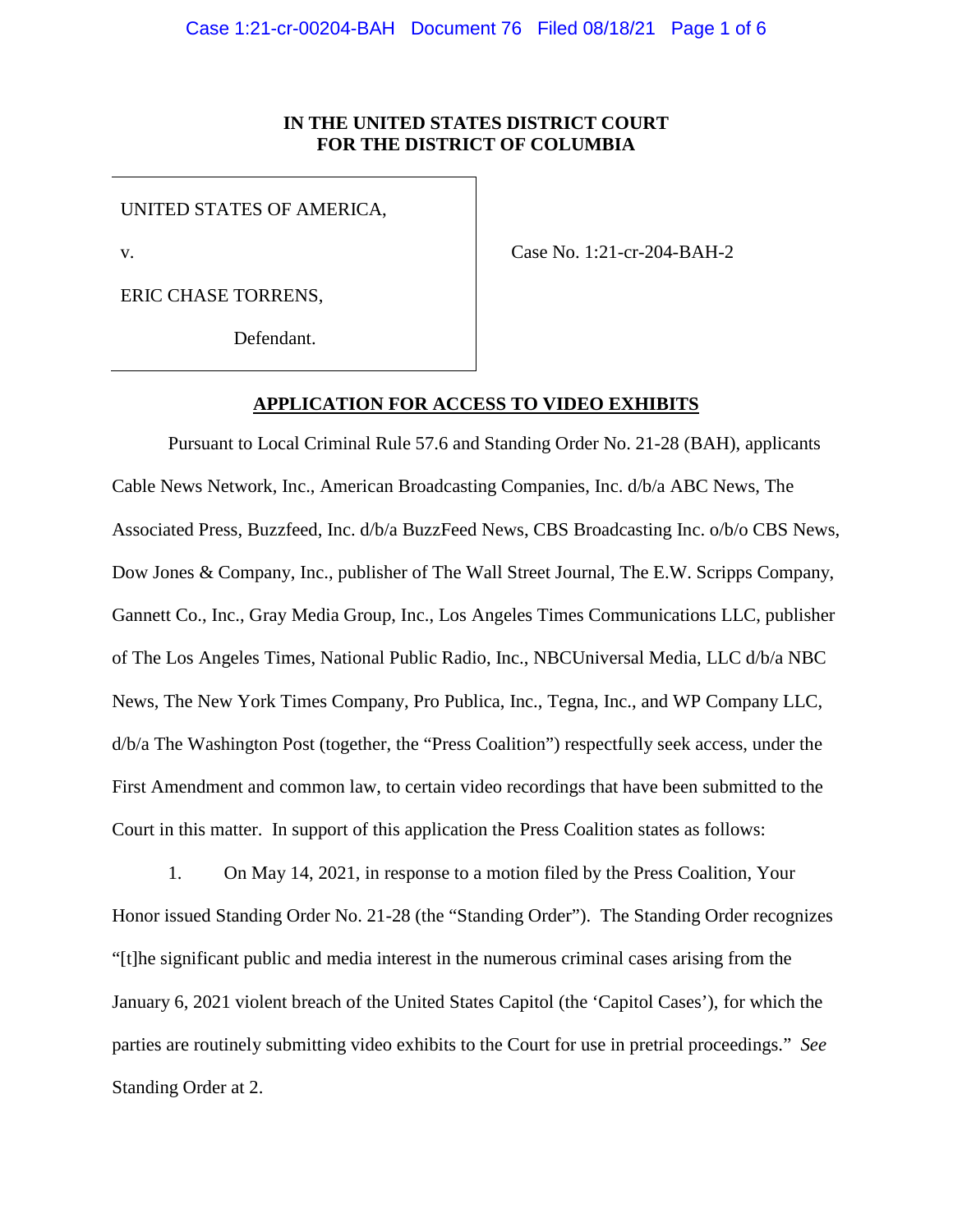**IN THE UNITED STATES DISTRICT COURT**
**FOR THE DISTRICT OF COLUMBIA**

UNITED STATES OF AMERICA,

v.

ERIC CHASE TORRENS,

Defendant.

Case No. 1:21-cr-204-BAH-2

**APPLICATION FOR ACCESS TO VIDEO EXHIBITS**

Pursuant to Local Criminal Rule 57.6 and Standing Order No. 21-28 (BAH), applicants Cable News Network, Inc., American Broadcasting Companies, Inc. d/b/a ABC News, The Associated Press, Buzzfeed, Inc. d/b/a BuzzFeed News, CBS Broadcasting Inc. o/b/o CBS News, Dow Jones & Company, Inc., publisher of The Wall Street Journal, The E.W. Scripps Company, Gannett Co., Inc., Gray Media Group, Inc., Los Angeles Times Communications LLC, publisher of The Los Angeles Times, National Public Radio, Inc., NBCUniversal Media, LLC d/b/a NBC News, The New York Times Company, Pro Publica, Inc., Tegna, Inc., and WP Company LLC, d/b/a The Washington Post (together, the "Press Coalition") respectfully seek access, under the First Amendment and common law, to certain video recordings that have been submitted to the Court in this matter. In support of this application the Press Coalition states as follows:

1. On May 14, 2021, in response to a motion filed by the Press Coalition, Your Honor issued Standing Order No. 21-28 (the "Standing Order"). The Standing Order recognizes "[t]he significant public and media interest in the numerous criminal cases arising from the January 6, 2021 violent breach of the United States Capitol (the 'Capitol Cases'), for which the parties are routinely submitting video exhibits to the Court for use in pretrial proceedings." *See* Standing Order at 2.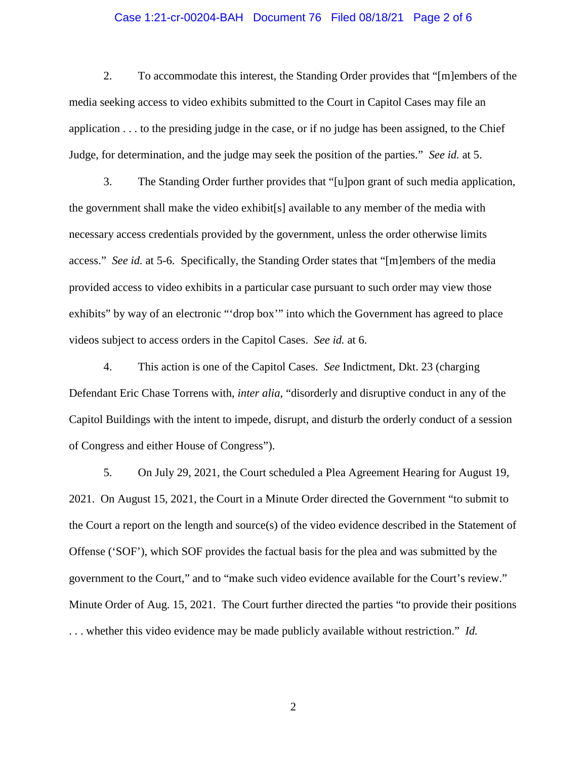2. To accommodate this interest, the Standing Order provides that "[m]embers of the media seeking access to video exhibits submitted to the Court in Capitol Cases may file an application . . . to the presiding judge in the case, or if no judge has been assigned, to the Chief Judge, for determination, and the judge may seek the position of the parties." *See id.* at 5.

3. The Standing Order further provides that "[u]pon grant of such media application, the government shall make the video exhibit[s] available to any member of the media with necessary access credentials provided by the government, unless the order otherwise limits access." *See id.* at 5-6. Specifically, the Standing Order states that "[m]embers of the media provided access to video exhibits in a particular case pursuant to such order may view those exhibits" by way of an electronic "'drop box'" into which the Government has agreed to place videos subject to access orders in the Capitol Cases. *See id.* at 6.

4. This action is one of the Capitol Cases. *See* Indictment, Dkt. 23 (charging Defendant Eric Chase Torrens with, *inter alia*, "disorderly and disruptive conduct in any of the Capitol Buildings with the intent to impede, disrupt, and disturb the orderly conduct of a session of Congress and either House of Congress").

5. On July 29, 2021, the Court scheduled a Plea Agreement Hearing for August 19, 2021. On August 15, 2021, the Court in a Minute Order directed the Government "to submit to the Court a report on the length and source(s) of the video evidence described in the Statement of Offense ('SOF'), which SOF provides the factual basis for the plea and was submitted by the government to the Court," and to "make such video evidence available for the Court's review." Minute Order of Aug. 15, 2021. The Court further directed the parties "to provide their positions . . . whether this video evidence may be made publicly available without restriction." *Id.*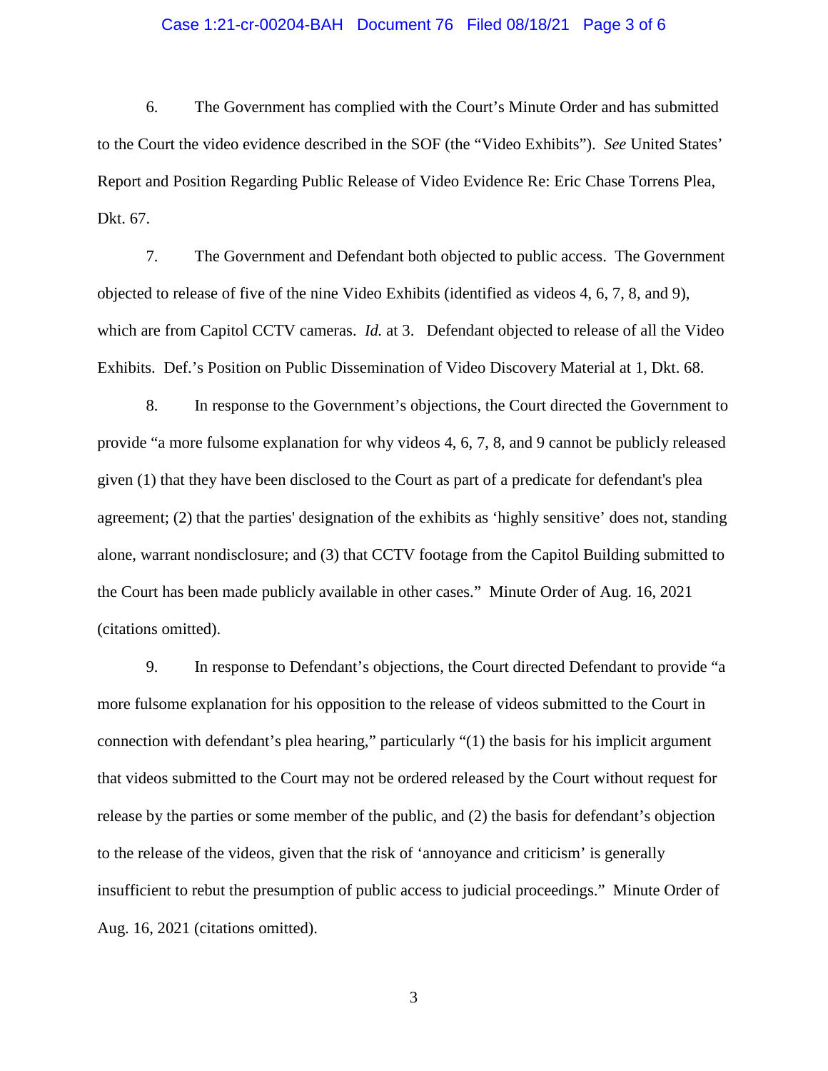6. The Government has complied with the Court's Minute Order and has submitted to the Court the video evidence described in the SOF (the "Video Exhibits"). *See* United States' Report and Position Regarding Public Release of Video Evidence Re: Eric Chase Torrens Plea, Dkt. 67.

7. The Government and Defendant both objected to public access. The Government objected to release of five of the nine Video Exhibits (identified as videos 4, 6, 7, 8, and 9), which are from Capitol CCTV cameras. *Id.* at 3. Defendant objected to release of all the Video Exhibits. Def.'s Position on Public Dissemination of Video Discovery Material at 1, Dkt. 68.

8. In response to the Government's objections, the Court directed the Government to provide "a more fulsome explanation for why videos 4, 6, 7, 8, and 9 cannot be publicly released given (1) that they have been disclosed to the Court as part of a predicate for defendant's plea agreement; (2) that the parties' designation of the exhibits as 'highly sensitive' does not, standing alone, warrant nondisclosure; and (3) that CCTV footage from the Capitol Building submitted to the Court has been made publicly available in other cases." Minute Order of Aug. 16, 2021 (citations omitted).

9. In response to Defendant's objections, the Court directed Defendant to provide "a more fulsome explanation for his opposition to the release of videos submitted to the Court in connection with defendant's plea hearing," particularly "(1) the basis for his implicit argument that videos submitted to the Court may not be ordered released by the Court without request for release by the parties or some member of the public, and (2) the basis for defendant's objection to the release of the videos, given that the risk of 'annoyance and criticism' is generally insufficient to rebut the presumption of public access to judicial proceedings." Minute Order of Aug. 16, 2021 (citations omitted).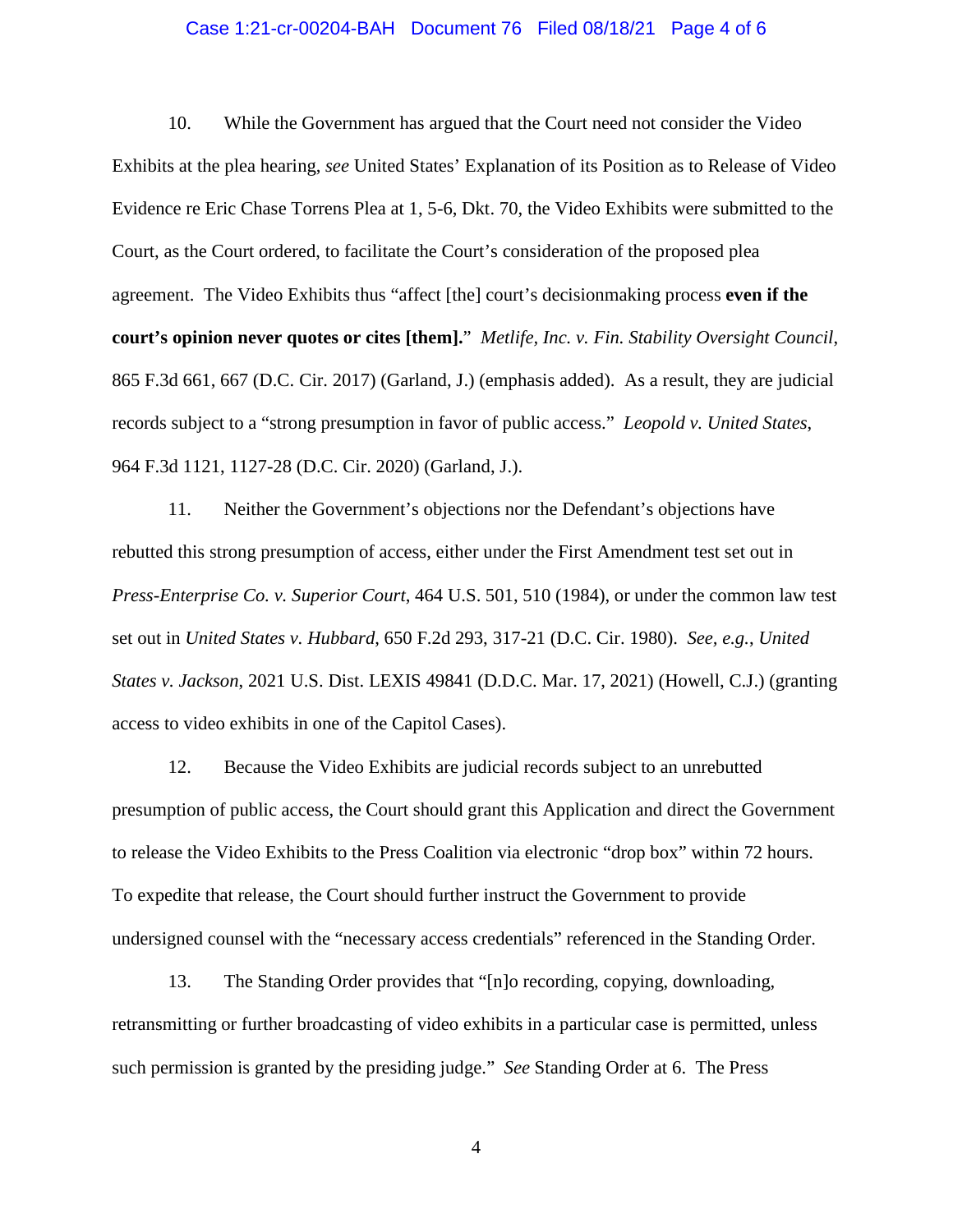10. While the Government has argued that the Court need not consider the Video Exhibits at the plea hearing, *see* United States' Explanation of its Position as to Release of Video Evidence re Eric Chase Torrens Plea at 1, 5-6, Dkt. 70, the Video Exhibits were submitted to the Court, as the Court ordered, to facilitate the Court's consideration of the proposed plea agreement. The Video Exhibits thus "affect [the] court's decisionmaking process **even if the court's opinion never quotes or cites [them].**" *Metlife, Inc. v. Fin. Stability Oversight Council*, 865 F.3d 661, 667 (D.C. Cir. 2017) (Garland, J.) (emphasis added). As a result, they are judicial records subject to a "strong presumption in favor of public access." *Leopold v. United States*, 964 F.3d 1121, 1127-28 (D.C. Cir. 2020) (Garland, J.).

11. Neither the Government's objections nor the Defendant's objections have rebutted this strong presumption of access, either under the First Amendment test set out in *Press-Enterprise Co. v. Superior Court*, 464 U.S. 501, 510 (1984), or under the common law test set out in *United States v. Hubbard*, 650 F.2d 293, 317-21 (D.C. Cir. 1980). *See, e.g.*, *United States v. Jackson*, 2021 U.S. Dist. LEXIS 49841 (D.D.C. Mar. 17, 2021) (Howell, C.J.) (granting access to video exhibits in one of the Capitol Cases).

12. Because the Video Exhibits are judicial records subject to an unrebutted presumption of public access, the Court should grant this Application and direct the Government to release the Video Exhibits to the Press Coalition via electronic "drop box" within 72 hours. To expedite that release, the Court should further instruct the Government to provide undersigned counsel with the "necessary access credentials" referenced in the Standing Order.

13. The Standing Order provides that "[n]o recording, copying, downloading, retransmitting or further broadcasting of video exhibits in a particular case is permitted, unless such permission is granted by the presiding judge." *See* Standing Order at 6. The Press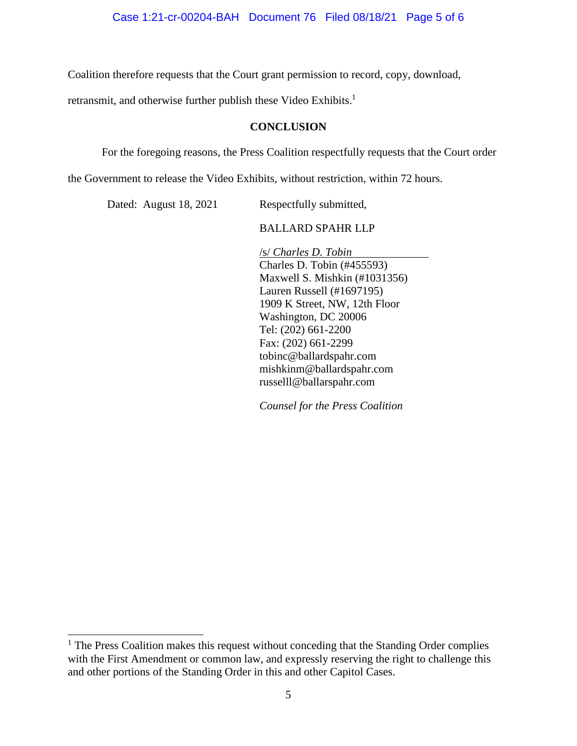Coalition therefore requests that the Court grant permission to record, copy, download, retransmit, and otherwise further publish these Video Exhibits.[1]

## CONCLUSION

For the foregoing reasons, the Press Coalition respectfully requests that the Court order the Government to release the Video Exhibits, without restriction, within 72 hours.

Dated: August 18, 2021

Respectfully submitted,

BALLARD SPAHR LLP

/s/ *Charles D. Tobin*
Charles D. Tobin (#455593)
Maxwell S. Mishkin (#1031356)
Lauren Russell (#1697195)
1909 K Street, NW, 12th Floor
Washington, DC 20006
Tel: (202) 661-2200
Fax: (202) 661-2299
tobinc@ballardspahr.com
mishkinm@ballardspahr.com
russelll@ballarspahr.com

*Counsel for the Press Coalition*

---

[1] The Press Coalition makes this request without conceding that the Standing Order complies with the First Amendment or common law, and expressly reserving the right to challenge this and other portions of the Standing Order in this and other Capitol Cases.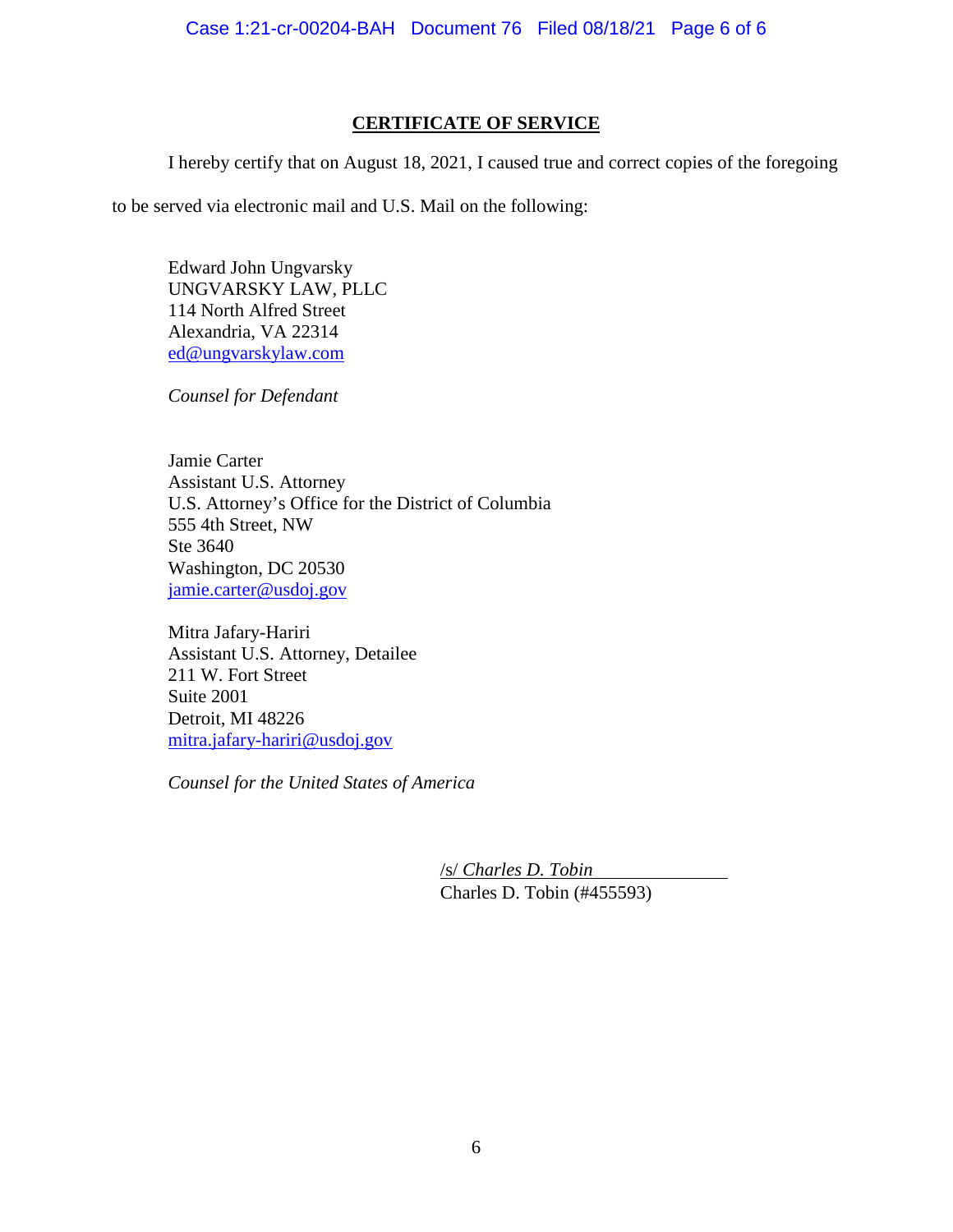## CERTIFICATE OF SERVICE

I hereby certify that on August 18, 2021, I caused true and correct copies of the foregoing to be served via electronic mail and U.S. Mail on the following:

Edward John Ungvarsky
UNGVARSKY LAW, PLLC
114 North Alfred Street
Alexandria, VA 22314
ed@ungvarskylaw.com

*Counsel for Defendant*

Jamie Carter
Assistant U.S. Attorney
U.S. Attorney's Office for the District of Columbia
555 4th Street, NW
Ste 3640
Washington, DC 20530
jamie.carter@usdoj.gov

Mitra Jafary-Hariri
Assistant U.S. Attorney, Detailee
211 W. Fort Street
Suite 2001
Detroit, MI 48226
mitra.jafary-hariri@usdoj.gov

*Counsel for the United States of America*

/s/ *Charles D. Tobin*
Charles D. Tobin (#455593)